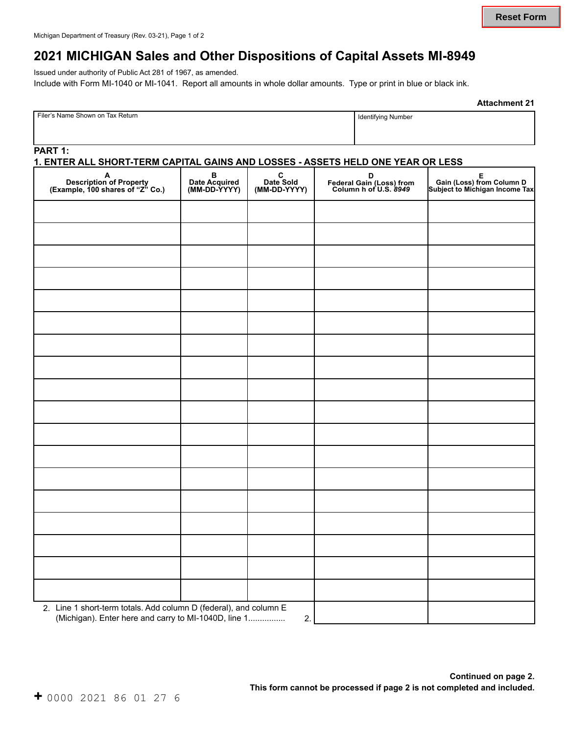Reset Form

# 2021 MICHIGAN Sales and Other Dispositions of Capital Assets MI-8949

Issued under authority of Public Act 281 of 1967, as amended.

Include with Form MI-1040 or MI-1041. Report all amounts in whole dollar amounts. Type or print in blue or black ink.

**Attachment 21**

| Filer's Name Shown on Tax Return | Identifying Number |
|---|---|
| | |

**PART 1:**

**1. ENTER ALL SHORT-TERM CAPITAL GAINS AND LOSSES - ASSETS HELD ONE YEAR OR LESS**

| A<br>Description of Property<br>(Example, 100 shares of "Z" Co.) | B<br>Date Acquired<br>(MM-DD-YYYY) | C<br>Date Sold<br>(MM-DD-YYYY) | D<br>Federal Gain (Loss) from<br>Column h of U.S. *8949* | E<br>Gain (Loss) from Column D<br>Subject to Michigan Income Tax |
|---|---|---|---|---|
| | | | | |
| | | | | |
| | | | | |
| | | | | |
| | | | | |
| | | | | |
| | | | | |
| | | | | |
| | | | | |
| | | | | |
| | | | | |
| | | | | |
| | | | | |
| | | | | |
| | | | | |
| | | | | |
| | | | | |
| | | | | |
| 2. Line 1 short-term totals. Add column D (federal), and column E (Michigan). Enter here and carry to MI-1040D, line 1............... 2. | | | | |

**Continued on page 2.**

**This form cannot be processed if page 2 is not completed and included.**

+ 0000 2021 86 01 27 6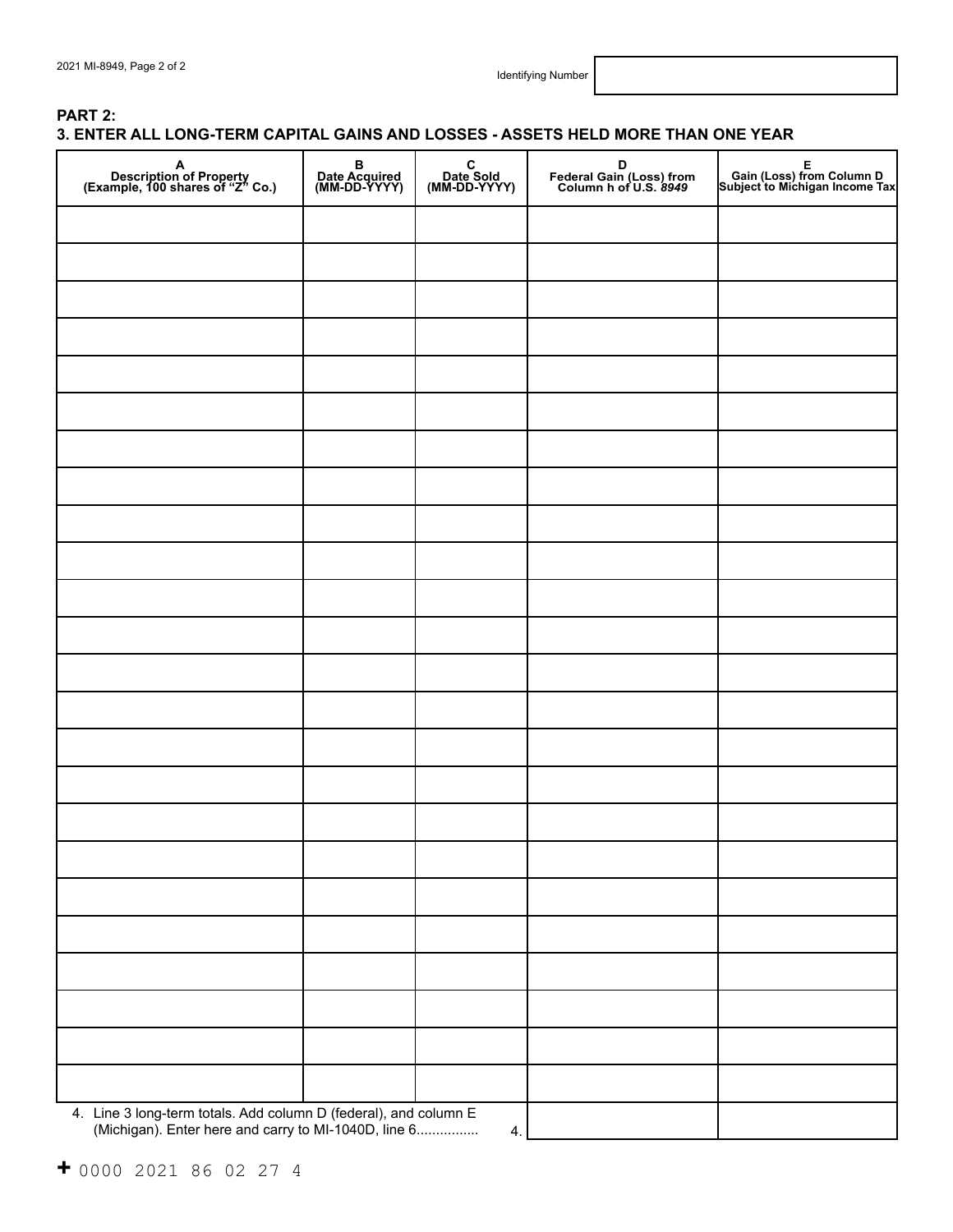Identifying Number

## PART 2:

### 3. ENTER ALL LONG-TERM CAPITAL GAINS AND LOSSES - ASSETS HELD MORE THAN ONE YEAR

| A Description of Property (Example, 100 shares of "Z" Co.) | B Date Acquired (MM-DD-YYYY) | C Date Sold (MM-DD-YYYY) | D Federal Gain (Loss) from Column h of U.S. *8949* | E Gain (Loss) from Column D Subject to Michigan Income Tax |
|---|---|---|---|---|
| | | | | |
| | | | | |
| | | | | |
| | | | | |
| | | | | |
| | | | | |
| | | | | |
| | | | | |
| | | | | |
| | | | | |
| | | | | |
| | | | | |
| | | | | |
| | | | | |
| | | | | |
| | | | | |
| | | | | |
| | | | | |
| | | | | |
| | | | | |
| | | | | |
| | | | | |
| | | | | |
| | | | | |
| 4. Line 3 long-term totals. Add column D (federal), and column E (Michigan). Enter here and carry to MI-1040D, line 6............... 4. | | | | |

+ 0000 2021 86 02 27 4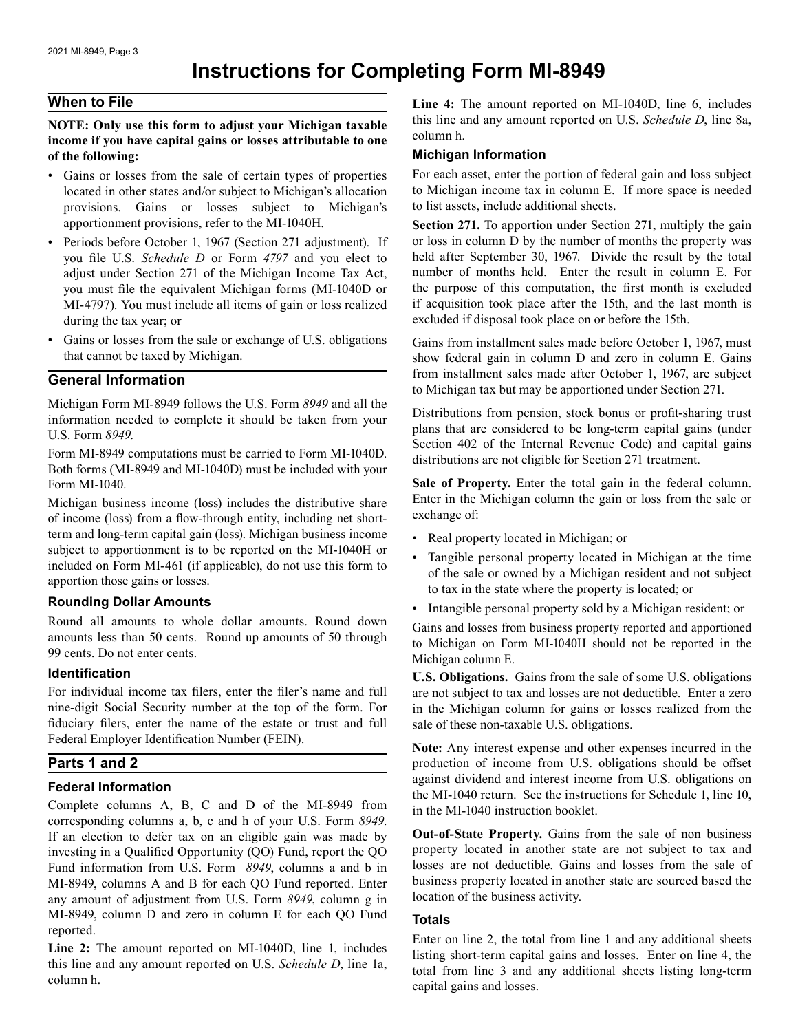# Instructions for Completing Form MI-8949

## When to File

**NOTE: Only use this form to adjust your Michigan taxable income if you have capital gains or losses attributable to one of the following:**

- Gains or losses from the sale of certain types of properties located in other states and/or subject to Michigan's allocation provisions. Gains or losses subject to Michigan's apportionment provisions, refer to the MI-1040H.
- Periods before October 1, 1967 (Section 271 adjustment). If you file U.S. *Schedule D* or Form *4797* and you elect to adjust under Section 271 of the Michigan Income Tax Act, you must file the equivalent Michigan forms (MI-1040D or MI-4797). You must include all items of gain or loss realized during the tax year; or
- Gains or losses from the sale or exchange of U.S. obligations that cannot be taxed by Michigan.

## General Information

Michigan Form MI-8949 follows the U.S. Form *8949* and all the information needed to complete it should be taken from your U.S. Form *8949*.

Form MI-8949 computations must be carried to Form MI-1040D. Both forms (MI-8949 and MI-1040D) must be included with your Form MI-1040.

Michigan business income (loss) includes the distributive share of income (loss) from a flow-through entity, including net short-term and long-term capital gain (loss). Michigan business income subject to apportionment is to be reported on the MI-1040H or included on Form MI-461 (if applicable), do not use this form to apportion those gains or losses.

### Rounding Dollar Amounts

Round all amounts to whole dollar amounts. Round down amounts less than 50 cents. Round up amounts of 50 through 99 cents. Do not enter cents.

### Identification

For individual income tax filers, enter the filer's name and full nine-digit Social Security number at the top of the form. For fiduciary filers, enter the name of the estate or trust and full Federal Employer Identification Number (FEIN).

## Parts 1 and 2

### Federal Information

Complete columns A, B, C and D of the MI-8949 from corresponding columns a, b, c and h of your U.S. Form *8949*. If an election to defer tax on an eligible gain was made by investing in a Qualified Opportunity (QO) Fund, report the QO Fund information from U.S. Form *8949*, columns a and b in MI-8949, columns A and B for each QO Fund reported. Enter any amount of adjustment from U.S. Form *8949*, column g in MI-8949, column D and zero in column E for each QO Fund reported.

**Line 2:** The amount reported on MI-1040D, line 1, includes this line and any amount reported on U.S. *Schedule D*, line 1a, column h.

**Line 4:** The amount reported on MI-1040D, line 6, includes this line and any amount reported on U.S. *Schedule D*, line 8a, column h.

### Michigan Information

For each asset, enter the portion of federal gain and loss subject to Michigan income tax in column E. If more space is needed to list assets, include additional sheets.

**Section 271.** To apportion under Section 271, multiply the gain or loss in column D by the number of months the property was held after September 30, 1967. Divide the result by the total number of months held. Enter the result in column E. For the purpose of this computation, the first month is excluded if acquisition took place after the 15th, and the last month is excluded if disposal took place on or before the 15th.

Gains from installment sales made before October 1, 1967, must show federal gain in column D and zero in column E. Gains from installment sales made after October 1, 1967, are subject to Michigan tax but may be apportioned under Section 271.

Distributions from pension, stock bonus or profit-sharing trust plans that are considered to be long-term capital gains (under Section 402 of the Internal Revenue Code) and capital gains distributions are not eligible for Section 271 treatment.

**Sale of Property.** Enter the total gain in the federal column. Enter in the Michigan column the gain or loss from the sale or exchange of:

- Real property located in Michigan; or
- Tangible personal property located in Michigan at the time of the sale or owned by a Michigan resident and not subject to tax in the state where the property is located; or
- Intangible personal property sold by a Michigan resident; or

Gains and losses from business property reported and apportioned to Michigan on Form MI-1040H should not be reported in the Michigan column E.

**U.S. Obligations.** Gains from the sale of some U.S. obligations are not subject to tax and losses are not deductible. Enter a zero in the Michigan column for gains or losses realized from the sale of these non-taxable U.S. obligations.

**Note:** Any interest expense and other expenses incurred in the production of income from U.S. obligations should be offset against dividend and interest income from U.S. obligations on the MI-1040 return. See the instructions for Schedule 1, line 10, in the MI-1040 instruction booklet.

**Out-of-State Property.** Gains from the sale of non business property located in another state are not subject to tax and losses are not deductible. Gains and losses from the sale of business property located in another state are sourced based the location of the business activity.

### Totals

Enter on line 2, the total from line 1 and any additional sheets listing short-term capital gains and losses. Enter on line 4, the total from line 3 and any additional sheets listing long-term capital gains and losses.